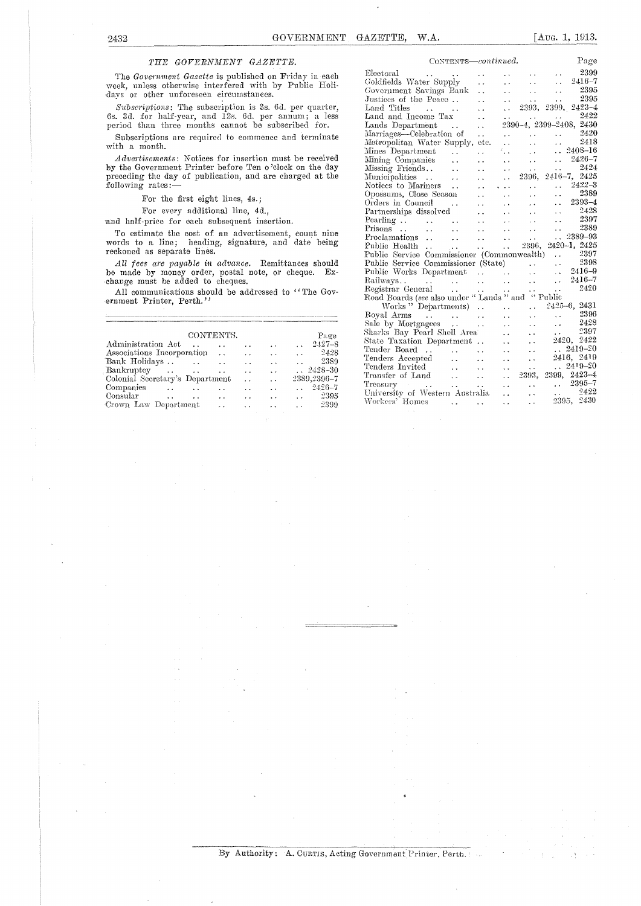## THE GOVERNMENT GAZETTE.

The *Government Gazette* is published on Friday in each week, unless otherwise interfered with by Public Holidays or other unforeseen circumstances.

*Subscriptions*: The subscription is 3s. 6d. per quarter, 6s. 3d. for half-year, and 12s. 6d. per annum; a less period than three months cannot be subscribed for.

Subscriptions are required to commence and terminate with a month.

*Advertisements*: Notices for insertion must be received by the Government Printer before Ten o'clock on the day preceding the day of publication, and are charged at the following rates:—

For the first eight lines, 4s.;

For every additional line, 4d.,

and half-price for each subsequent insertion.

To estimate the cost of an advertisement, count nine words to a line; heading, signature, and date being reckoned as separate lines.

*All fees are payable in advance.* Remittances should be made by money order, postal note, or cheque. Exchange must be added to cheques.

All communications should be addressed to "The Government Printer, Perth."

## CONTENTS.

| | Page |
|---|---|
| Administration Act | 2427–8 |
| Associations Incorporation | 2428 |
| Bank Holidays | 2389 |
| Bankruptcy | 2428–30 |
| Colonial Secretary's Department | 2389,2396–7 |
| Companies | 2426–7 |
| Consular | 2395 |
| Crown Law Department | 2399 |
| Electoral | 2399 |
| Goldfields Water Supply | 2416–7 |
| Government Savings Bank | 2395 |
| Justices of the Peace | 2395 |
| Land Titles | 2393, 2399, 2423–4 |
| Land and Income Tax | 2422 |
| Lands Department | 2390–4, 2399–2408, 2430 |
| Marriages—Celebration of | 2420 |
| Metropolitan Water Supply, etc. | 2418 |
| Mines Department | 2408–16 |
| Mining Companies | 2426–7 |
| Missing Friends | 2424 |
| Municipalities | 2396, 2416–7, 2425 |
| Notices to Mariners | 2422–3 |
| Opossums, Close Season | 2389 |
| Orders in Council | 2393–4 |
| Partnerships dissolved | 2428 |
| Pearling | 2397 |
| Prisons | 2389 |
| Proclamations | 2389–93 |
| Public Health | 2396, 2420–1, 2425 |
| Public Service Commissioner (Commonwealth) | 2397 |
| Public Service Commissioner (State) | 2398 |
| Public Works Department | 2416–9 |
| Railways | 2416–7 |
| Registrar General | 2420 |
| Road Boards (*see* also under "Lands" and "Public Works" Departments) | 2425–6, 2431 |
| Royal Arms | 2396 |
| Sale by Mortgagees | 2428 |
| Sharks Bay Pearl Shell Area | 2397 |
| State Taxation Department | 2420, 2422 |
| Tender Board | 2419–20 |
| Tenders Accepted | 2416, 2419 |
| Tenders Invited | 2419–20 |
| Transfer of Land | 2393, 2399, 2423–4 |
| Treasury | 2395–7 |
| University of Western Australia | 2422 |
| Workers' Homes | 2395, 2430 |

By Authority: A. CURTIS, Acting Government Printer, Perth.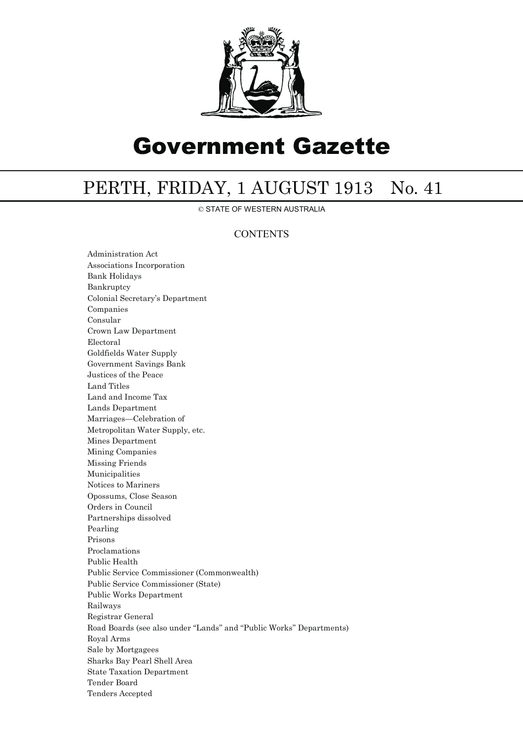# Government Gazette

## PERTH, FRIDAY, 1 AUGUST 1913 No. 41

© STATE OF WESTERN AUSTRALIA

### CONTENTS

Administration Act
Associations Incorporation
Bank Holidays
Bankruptcy
Colonial Secretary's Department
Companies
Consular
Crown Law Department
Electoral
Goldfields Water Supply
Government Savings Bank
Justices of the Peace
Land Titles
Land and Income Tax
Lands Department
Marriages—Celebration of
Metropolitan Water Supply, etc.
Mines Department
Mining Companies
Missing Friends
Municipalities
Notices to Mariners
Opossums, Close Season
Orders in Council
Partnerships dissolved
Pearling
Prisons
Proclamations
Public Health
Public Service Commissioner (Commonwealth)
Public Service Commissioner (State)
Public Works Department
Railways
Registrar General
Road Boards (see also under "Lands" and "Public Works" Departments)
Royal Arms
Sale by Mortgagees
Sharks Bay Pearl Shell Area
State Taxation Department
Tender Board
Tenders Accepted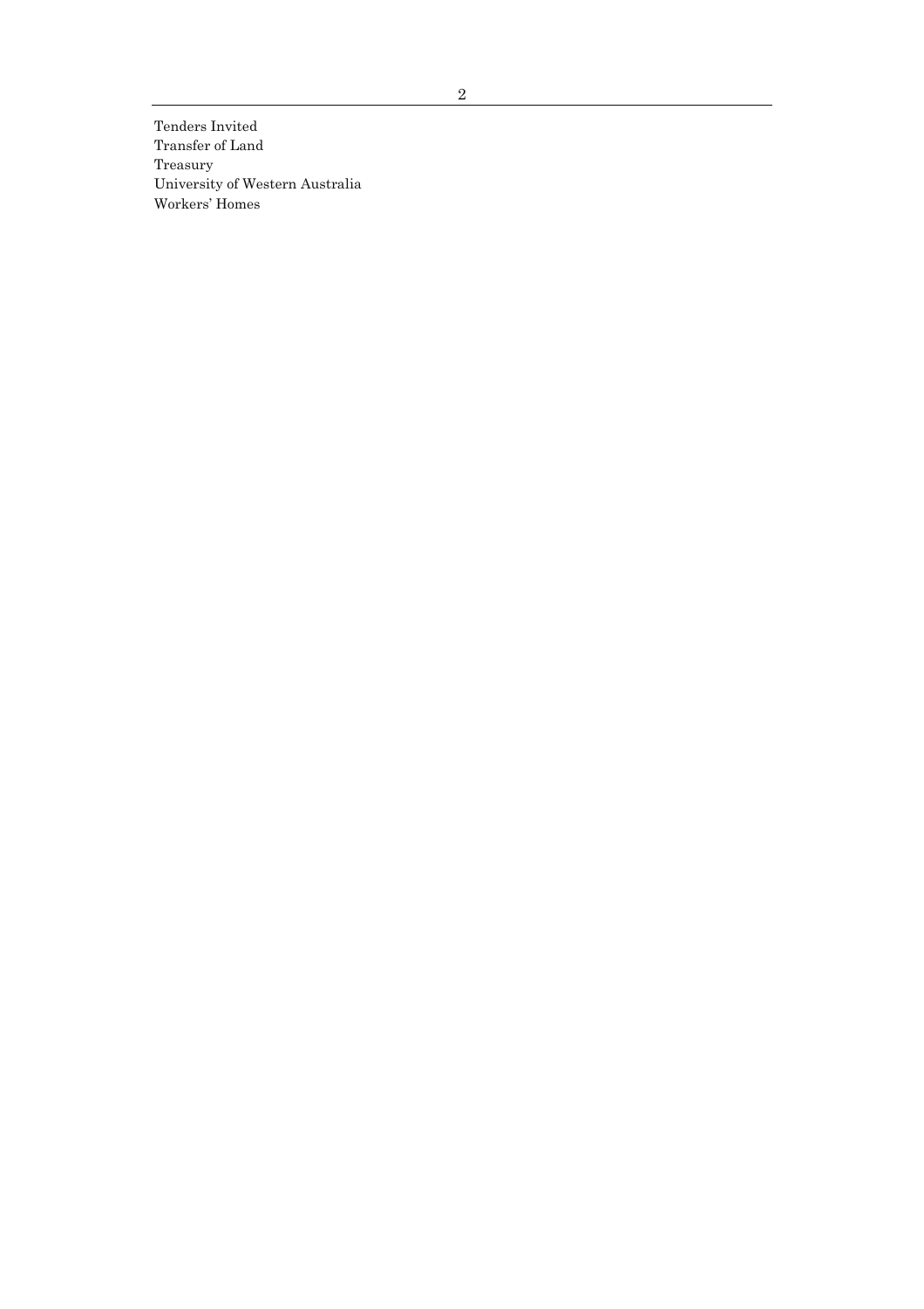Tenders Invited
Transfer of Land
Treasury
University of Western Australia
Workers' Homes